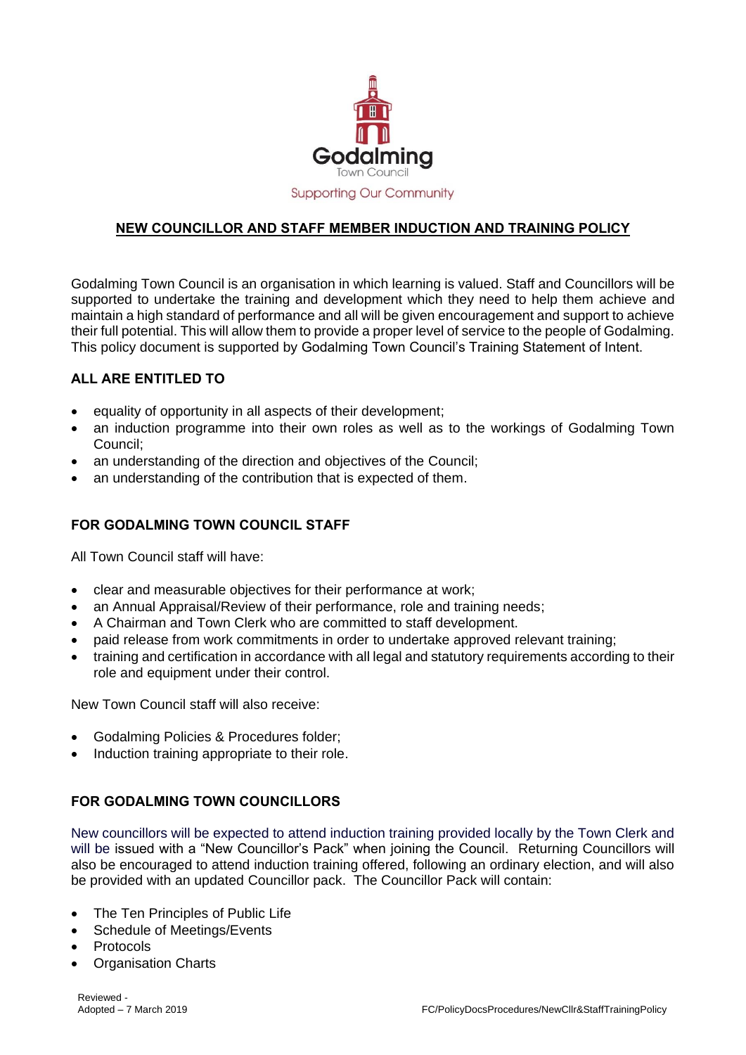Godalming
Town Council
Supporting Our Community

# NEW COUNCILLOR AND STAFF MEMBER INDUCTION AND TRAINING POLICY

Godalming Town Council is an organisation in which learning is valued. Staff and Councillors will be supported to undertake the training and development which they need to help them achieve and maintain a high standard of performance and all will be given encouragement and support to achieve their full potential. This will allow them to provide a proper level of service to the people of Godalming. This policy document is supported by Godalming Town Council's Training Statement of Intent.

## ALL ARE ENTITLED TO

- equality of opportunity in all aspects of their development;
- an induction programme into their own roles as well as to the workings of Godalming Town Council;
- an understanding of the direction and objectives of the Council;
- an understanding of the contribution that is expected of them.

## FOR GODALMING TOWN COUNCIL STAFF

All Town Council staff will have:

- clear and measurable objectives for their performance at work;
- an Annual Appraisal/Review of their performance, role and training needs;
- A Chairman and Town Clerk who are committed to staff development.
- paid release from work commitments in order to undertake approved relevant training;
- training and certification in accordance with all legal and statutory requirements according to their role and equipment under their control.

New Town Council staff will also receive:

- Godalming Policies & Procedures folder;
- Induction training appropriate to their role.

## FOR GODALMING TOWN COUNCILLORS

New councillors will be expected to attend induction training provided locally by the Town Clerk and will be issued with a "New Councillor's Pack" when joining the Council. Returning Councillors will also be encouraged to attend induction training offered, following an ordinary election, and will also be provided with an updated Councillor pack. The Councillor Pack will contain:

- The Ten Principles of Public Life
- Schedule of Meetings/Events
- Protocols
- Organisation Charts

Reviewed -
Adopted – 7 March 2019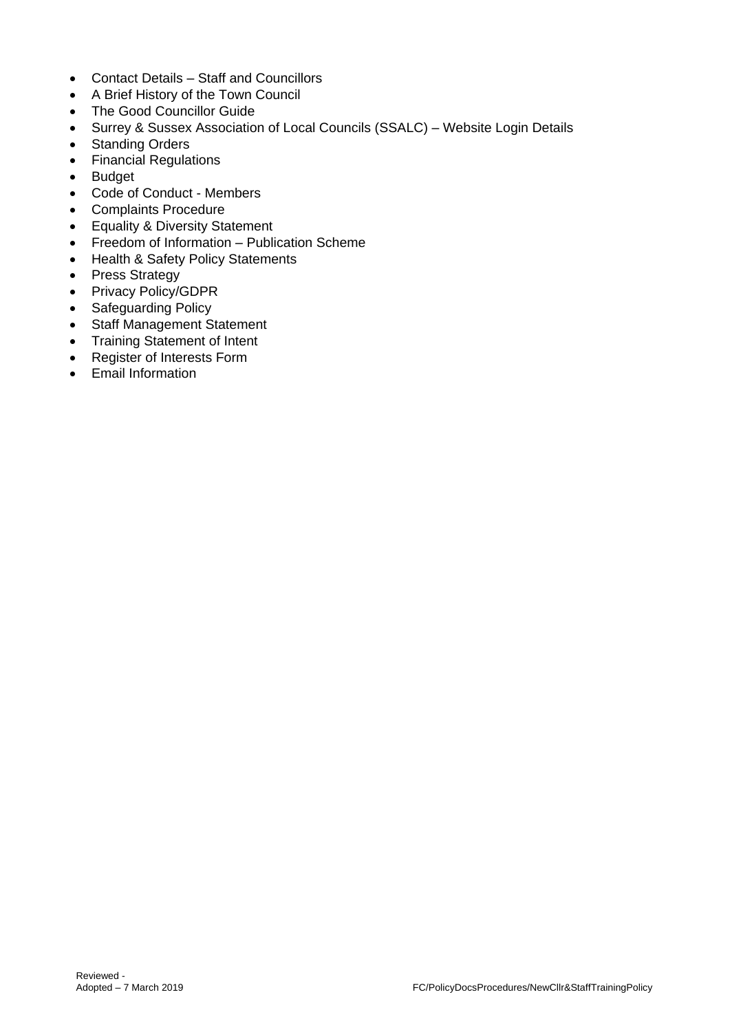- Contact Details – Staff and Councillors
- A Brief History of the Town Council
- The Good Councillor Guide
- Surrey & Sussex Association of Local Councils (SSALC) – Website Login Details
- Standing Orders
- Financial Regulations
- Budget
- Code of Conduct - Members
- Complaints Procedure
- Equality & Diversity Statement
- Freedom of Information – Publication Scheme
- Health & Safety Policy Statements
- Press Strategy
- Privacy Policy/GDPR
- Safeguarding Policy
- Staff Management Statement
- Training Statement of Intent
- Register of Interests Form
- Email Information